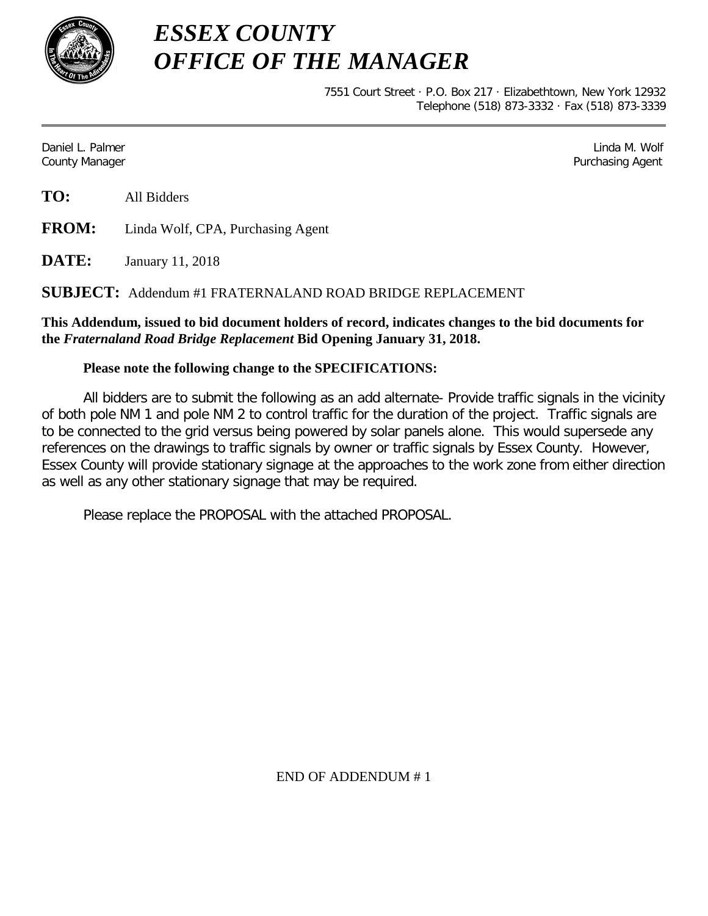# *ESSEX COUNTY*
# *OFFICE OF THE MANAGER*

7551 Court Street · P.O. Box 217 · Elizabethtown, New York 12932
Telephone (518) 873-3332 · Fax (518) 873-3339

---

Daniel L. Palmer
County Manager

Linda M. Wolf
Purchasing Agent

**TO:** All Bidders

**FROM:** Linda Wolf, CPA, Purchasing Agent

**DATE:** January 11, 2018

**SUBJECT:** Addendum #1 FRATERNALAND ROAD BRIDGE REPLACEMENT

**This Addendum, issued to bid document holders of record, indicates changes to the bid documents for the *Fraternaland Road Bridge Replacement* Bid Opening January 31, 2018.**

**Please note the following change to the SPECIFICATIONS:**

All bidders are to submit the following as an add alternate- Provide traffic signals in the vicinity of both pole NM 1 and pole NM 2 to control traffic for the duration of the project. Traffic signals are to be connected to the grid versus being powered by solar panels alone. This would supersede any references on the drawings to traffic signals by owner or traffic signals by Essex County. However, Essex County will provide stationary signage at the approaches to the work zone from either direction as well as any other stationary signage that may be required.

Please replace the PROPOSAL with the attached PROPOSAL.

END OF ADDENDUM # 1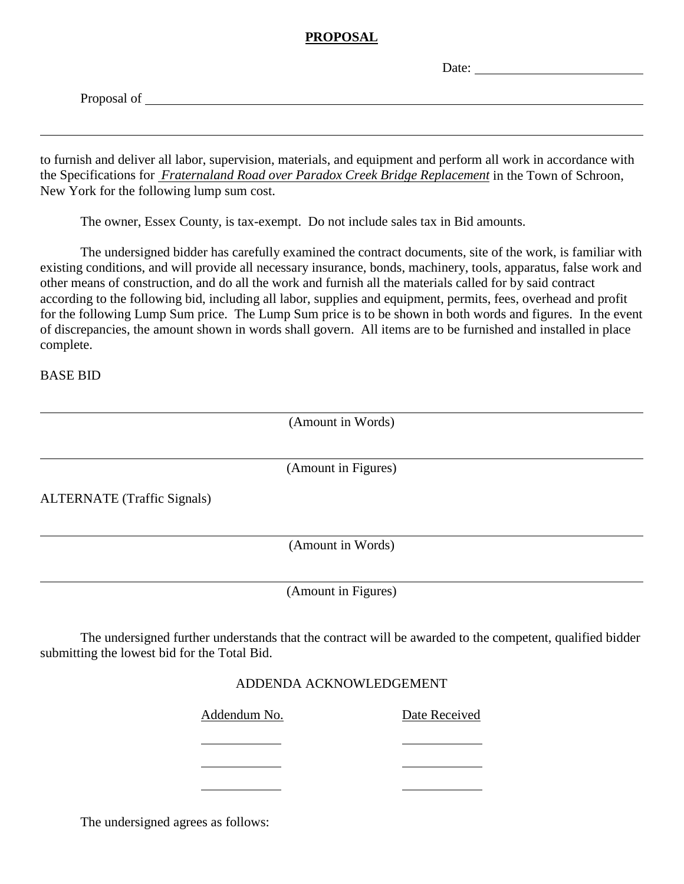# PROPOSAL

Date: ______________________

Proposal of ______________________________________________________________

______________________________________________________________________

to furnish and deliver all labor, supervision, materials, and equipment and perform all work in accordance with the Specifications for *Fraternaland Road over Paradox Creek Bridge Replacement* in the Town of Schroon, New York for the following lump sum cost.

The owner, Essex County, is tax-exempt. Do not include sales tax in Bid amounts.

The undersigned bidder has carefully examined the contract documents, site of the work, is familiar with existing conditions, and will provide all necessary insurance, bonds, machinery, tools, apparatus, false work and other means of construction, and do all the work and furnish all the materials called for by said contract according to the following bid, including all labor, supplies and equipment, permits, fees, overhead and profit for the following Lump Sum price. The Lump Sum price is to be shown in both words and figures. In the event of discrepancies, the amount shown in words shall govern. All items are to be furnished and installed in place complete.

BASE BID

______________________________________________________________________
(Amount in Words)

______________________________________________________________________
(Amount in Figures)

ALTERNATE (Traffic Signals)

______________________________________________________________________
(Amount in Words)

______________________________________________________________________
(Amount in Figures)

The undersigned further understands that the contract will be awarded to the competent, qualified bidder submitting the lowest bid for the Total Bid.

ADDENDA ACKNOWLEDGEMENT

| Addendum No. | Date Received |
|---|---|
| ____________ | ____________ |
| ____________ | ____________ |
| ____________ | ____________ |

The undersigned agrees as follows: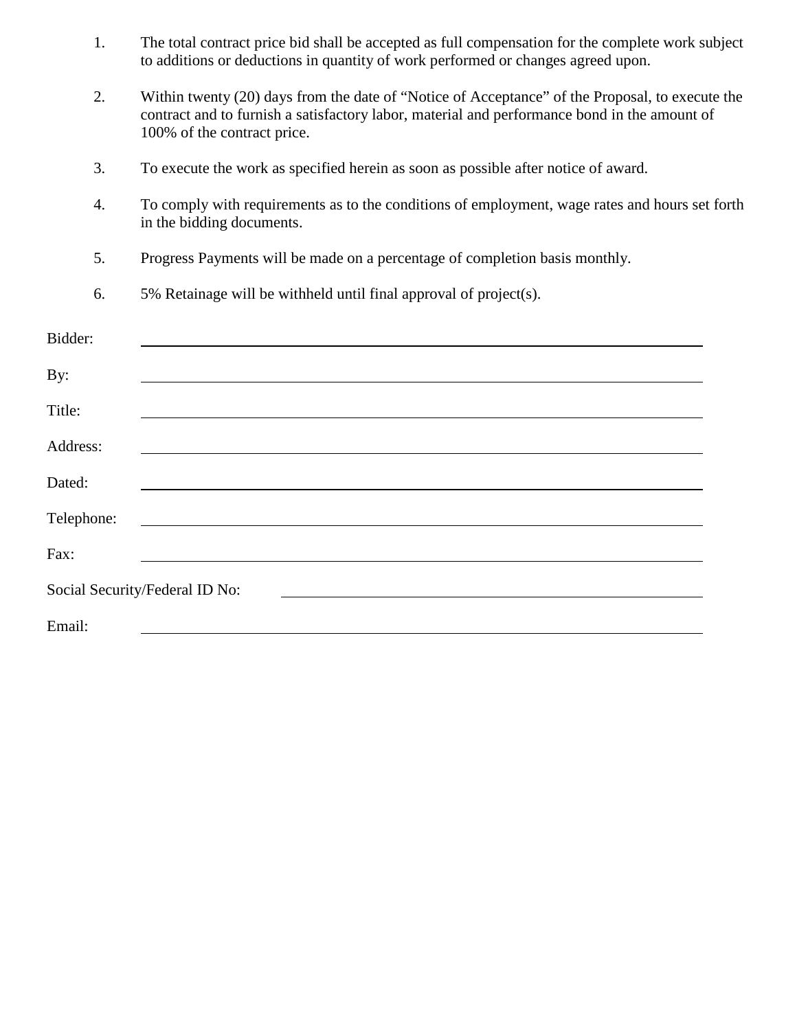1. The total contract price bid shall be accepted as full compensation for the complete work subject to additions or deductions in quantity of work performed or changes agreed upon.

2. Within twenty (20) days from the date of "Notice of Acceptance" of the Proposal, to execute the contract and to furnish a satisfactory labor, material and performance bond in the amount of 100% of the contract price.

3. To execute the work as specified herein as soon as possible after notice of award.

4. To comply with requirements as to the conditions of employment, wage rates and hours set forth in the bidding documents.

5. Progress Payments will be made on a percentage of completion basis monthly.

6. 5% Retainage will be withheld until final approval of project(s).

Bidder: ______________________________________________

By: ______________________________________________

Title: ______________________________________________

Address: ______________________________________________

Dated: ______________________________________________

Telephone: ______________________________________________

Fax: ______________________________________________

Social Security/Federal ID No: ______________________________

Email: ______________________________________________